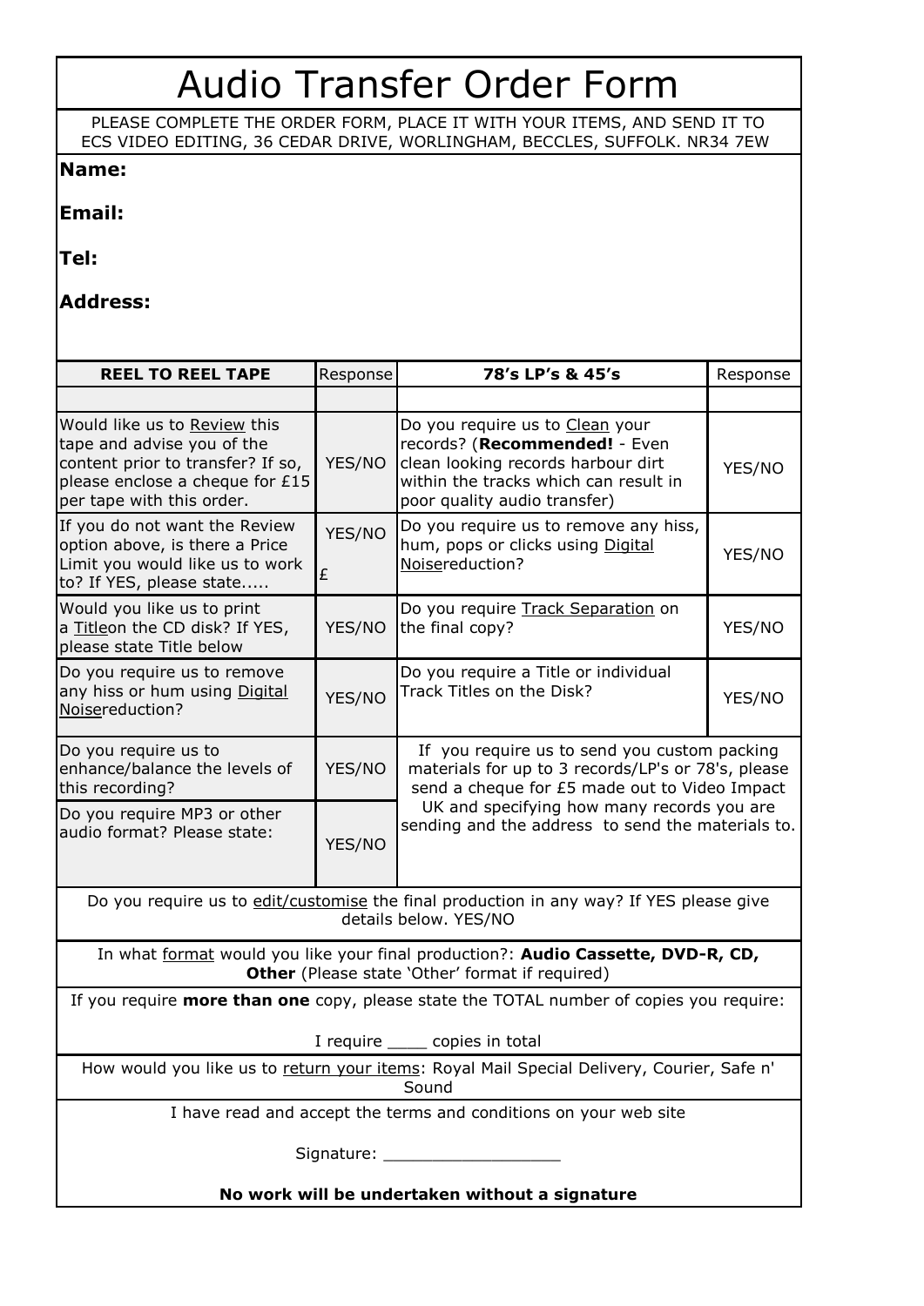# Audio Transfer Order Form

PLEASE COMPLETE THE ORDER FORM, PLACE IT WITH YOUR ITEMS, AND SEND IT TO ECS VIDEO EDITING, 36 CEDAR DRIVE, WORLINGHAM, BECCLES, SUFFOLK. NR34 7EW

**Name:**

**Email:**

**Tel:**

**Address:**

| REEL TO REEL TAPE | Response | 78's LP's & 45's | Response |
|---|---|---|---|
| | | | |
| Would like us to Review this tape and advise you of the content prior to transfer? If so, please enclose a cheque for £15 per tape with this order. | YES/NO | Do you require us to Clean your records? (**Recommended!** - Even clean looking records harbour dirt within the tracks which can result in poor quality audio transfer) | YES/NO |
| If you do not want the Review option above, is there a Price Limit you would like us to work to? If YES, please state..... | YES/NO £ | Do you require us to remove any hiss, hum, pops or clicks using Digital Noisereduction? | YES/NO |
| Would you like us to print a Titleon the CD disk? If YES, please state Title below | YES/NO | Do you require Track Separation on the final copy? | YES/NO |
| Do you require us to remove any hiss or hum using Digital Noisereduction? | YES/NO | Do you require a Title or individual Track Titles on the Disk? | YES/NO |
| Do you require us to enhance/balance the levels of this recording? | YES/NO | If you require us to send you custom packing materials for up to 3 records/LP's or 78's, please send a cheque for £5 made out to Video Impact UK and specifying how many records you are sending and the address to send the materials to. | |
| Do you require MP3 or other audio format? Please state: | YES/NO | | |

Do you require us to edit/customise the final production in any way? If YES please give details below. YES/NO

In what format would you like your final production?: **Audio Cassette, DVD-R, CD, Other** (Please state 'Other' format if required)

If you require **more than one** copy, please state the TOTAL number of copies you require:

I require ____ copies in total

How would you like us to return your items: Royal Mail Special Delivery, Courier, Safe n' Sound

I have read and accept the terms and conditions on your web site

Signature: __________________

**No work will be undertaken without a signature**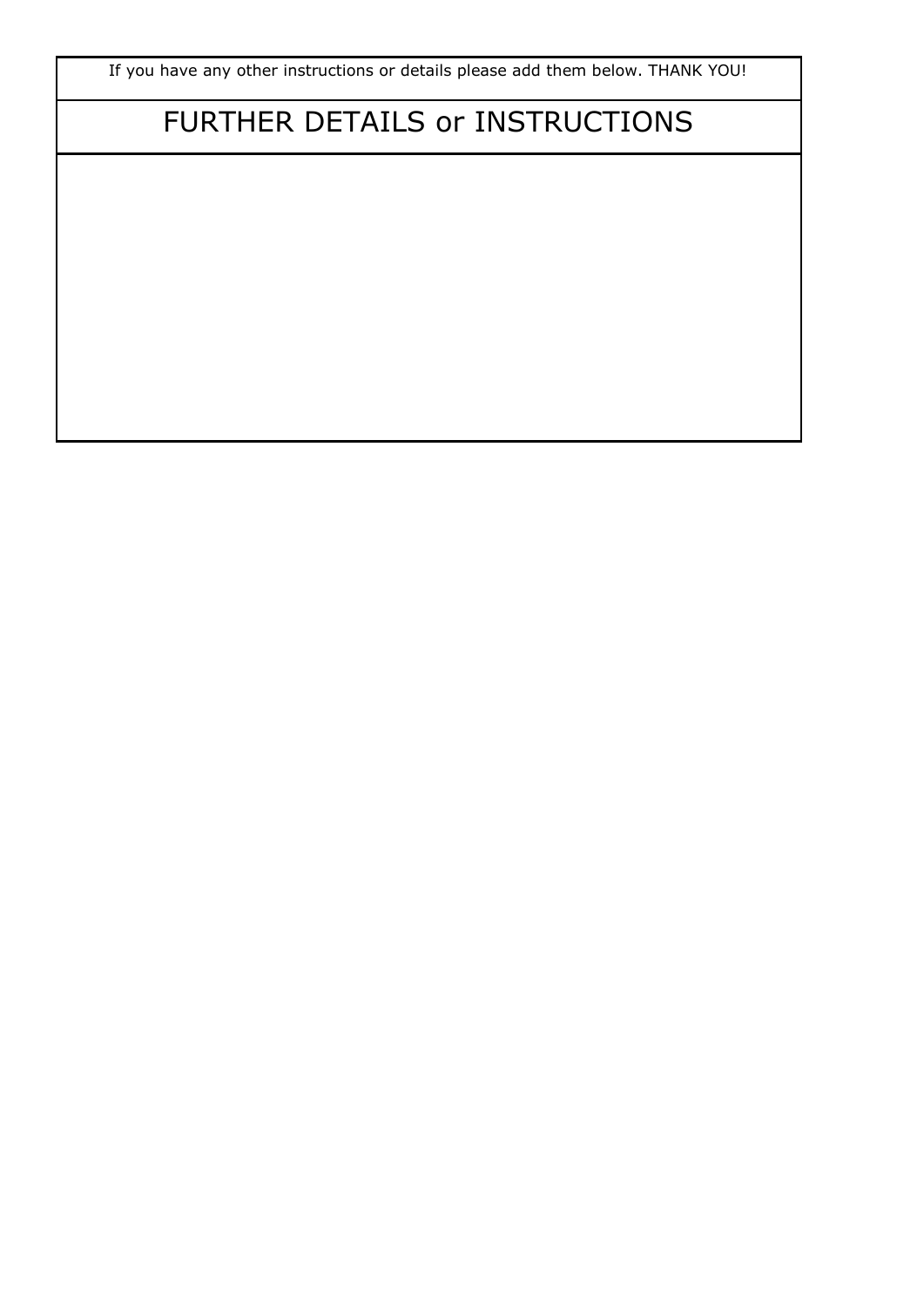If you have any other instructions or details please add them below. THANK YOU!

## FURTHER DETAILS or INSTRUCTIONS